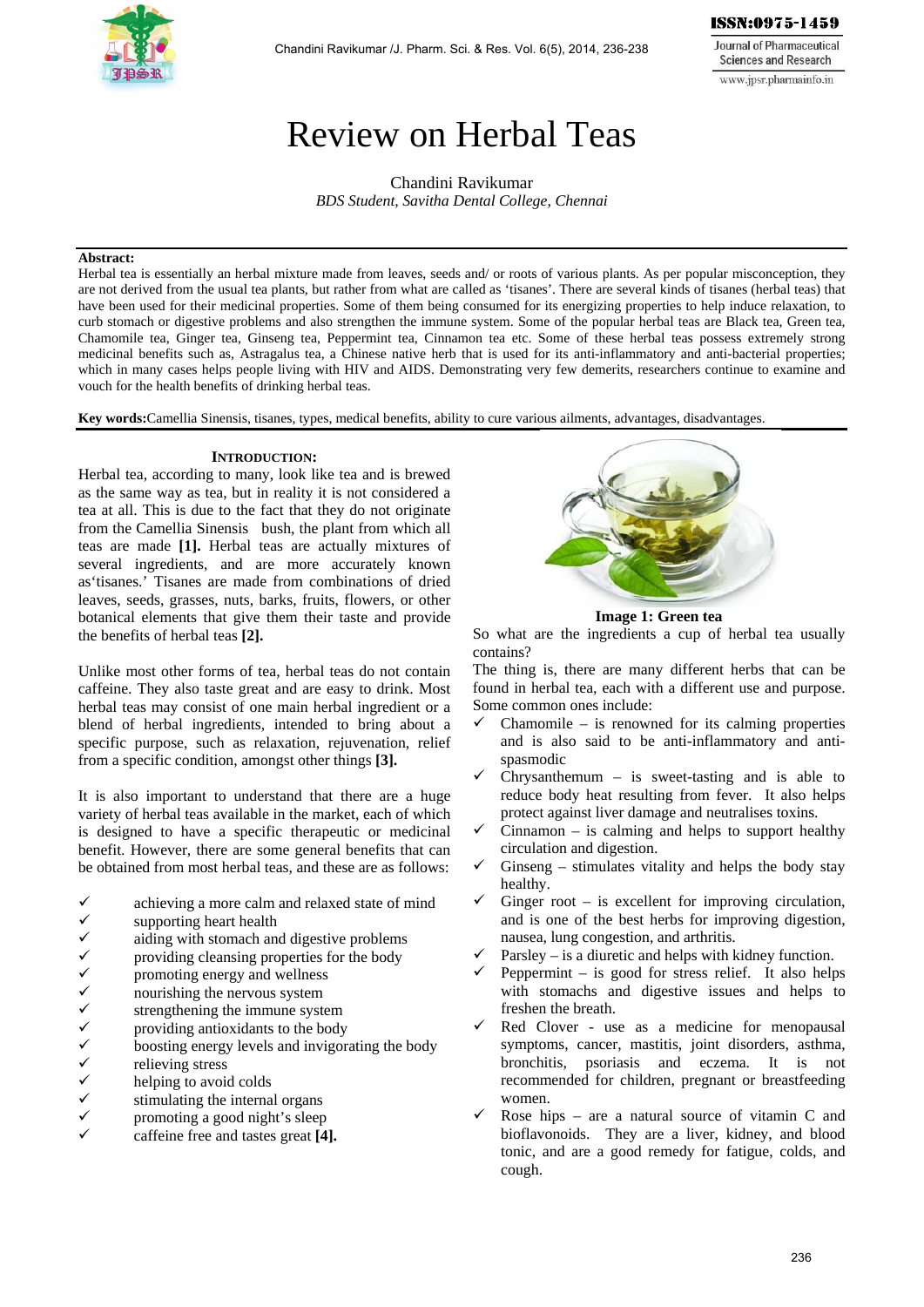# Review on Herbal Teas

Chandini Ravikumar

*BDS Student, Savitha Dental College, Chennai*

**Abstract:**

Herbal tea is essentially an herbal mixture made from leaves, seeds and/ or roots of various plants. As per popular misconception, they are not derived from the usual tea plants, but rather from what are called as 'tisanes'. There are several kinds of tisanes (herbal teas) that have been used for their medicinal properties. Some of them being consumed for its energizing properties to help induce relaxation, to curb stomach or digestive problems and also strengthen the immune system. Some of the popular herbal teas are Black tea, Green tea, Chamomile tea, Ginger tea, Ginseng tea, Peppermint tea, Cinnamon tea etc. Some of these herbal teas possess extremely strong medicinal benefits such as, Astragalus tea, a Chinese native herb that is used for its anti-inflammatory and anti-bacterial properties; which in many cases helps people living with HIV and AIDS. Demonstrating very few demerits, researchers continue to examine and vouch for the health benefits of drinking herbal teas.

**Key words:** Camellia Sinensis, tisanes, types, medical benefits, ability to cure various ailments, advantages, disadvantages.

## INTRODUCTION:

Herbal tea, according to many, look like tea and is brewed as the same way as tea, but in reality it is not considered a tea at all. This is due to the fact that they do not originate from the Camellia Sinensis bush, the plant from which all teas are made **[1].** Herbal teas are actually mixtures of several ingredients, and are more accurately known as'tisanes.' Tisanes are made from combinations of dried leaves, seeds, grasses, nuts, barks, fruits, flowers, or other botanical elements that give them their taste and provide the benefits of herbal teas **[2].**

Unlike most other forms of tea, herbal teas do not contain caffeine. They also taste great and are easy to drink. Most herbal teas may consist of one main herbal ingredient or a blend of herbal ingredients, intended to bring about a specific purpose, such as relaxation, rejuvenation, relief from a specific condition, amongst other things **[3].**

It is also important to understand that there are a huge variety of herbal teas available in the market, each of which is designed to have a specific therapeutic or medicinal benefit. However, there are some general benefits that can be obtained from most herbal teas, and these are as follows:

- ✓ achieving a more calm and relaxed state of mind
- ✓ supporting heart health
- ✓ aiding with stomach and digestive problems
- ✓ providing cleansing properties for the body
- ✓ promoting energy and wellness
- ✓ nourishing the nervous system
- ✓ strengthening the immune system
- ✓ providing antioxidants to the body
- ✓ boosting energy levels and invigorating the body
- ✓ relieving stress
- ✓ helping to avoid colds
- ✓ stimulating the internal organs
- ✓ promoting a good night's sleep
- ✓ caffeine free and tastes great **[4].**

**Image 1: Green tea**

So what are the ingredients a cup of herbal tea usually contains?

The thing is, there are many different herbs that can be found in herbal tea, each with a different use and purpose. Some common ones include:

- ✓ Chamomile – is renowned for its calming properties and is also said to be anti-inflammatory and anti-spasmodic
- ✓ Chrysanthemum – is sweet-tasting and is able to reduce body heat resulting from fever. It also helps protect against liver damage and neutralises toxins.
- ✓ Cinnamon – is calming and helps to support healthy circulation and digestion.
- ✓ Ginseng – stimulates vitality and helps the body stay healthy.
- ✓ Ginger root – is excellent for improving circulation, and is one of the best herbs for improving digestion, nausea, lung congestion, and arthritis.
- ✓ Parsley – is a diuretic and helps with kidney function.
- ✓ Peppermint – is good for stress relief. It also helps with stomachs and digestive issues and helps to freshen the breath.
- ✓ Red Clover - use as a medicine for menopausal symptoms, cancer, mastitis, joint disorders, asthma, bronchitis, psoriasis and eczema. It is not recommended for children, pregnant or breastfeeding women.
- ✓ Rose hips – are a natural source of vitamin C and bioflavonoids. They are a liver, kidney, and blood tonic, and are a good remedy for fatigue, colds, and cough.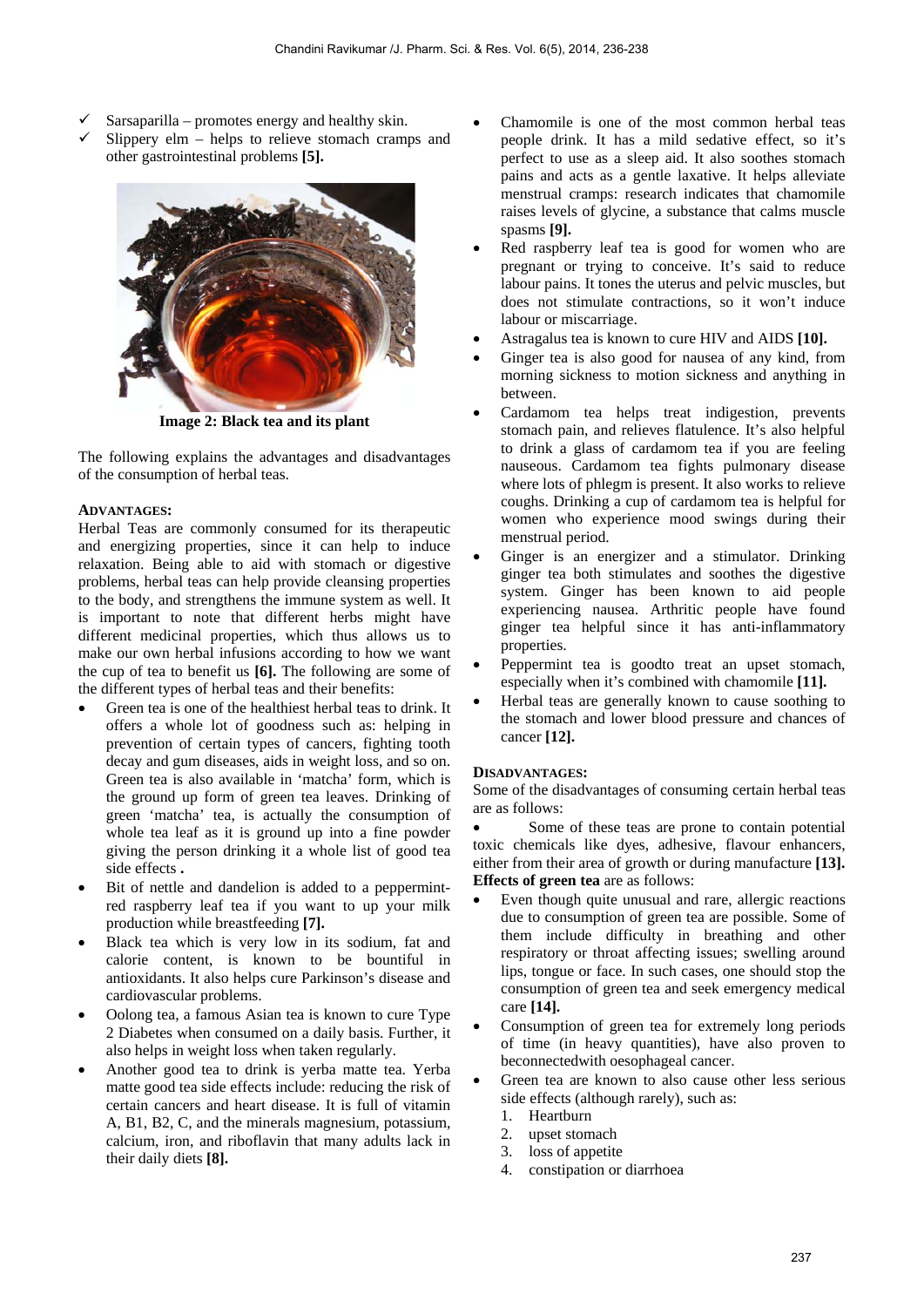- Sarsaparilla – promotes energy and healthy skin.
- Slippery elm – helps to relieve stomach cramps and other gastrointestinal problems **[5].**

**Image 2: Black tea and its plant**

The following explains the advantages and disadvantages of the consumption of herbal teas.

### ADVANTAGES:

Herbal Teas are commonly consumed for its therapeutic and energizing properties, since it can help to induce relaxation. Being able to aid with stomach or digestive problems, herbal teas can help provide cleansing properties to the body, and strengthens the immune system as well. It is important to note that different herbs might have different medicinal properties, which thus allows us to make our own herbal infusions according to how we want the cup of tea to benefit us **[6].** The following are some of the different types of herbal teas and their benefits:

- Green tea is one of the healthiest herbal teas to drink. It offers a whole lot of goodness such as: helping in prevention of certain types of cancers, fighting tooth decay and gum diseases, aids in weight loss, and so on. Green tea is also available in 'matcha' form, which is the ground up form of green tea leaves. Drinking of green 'matcha' tea, is actually the consumption of whole tea leaf as it is ground up into a fine powder giving the person drinking it a whole list of good tea side effects **.**
- Bit of nettle and dandelion is added to a peppermint-red raspberry leaf tea if you want to up your milk production while breastfeeding **[7].**
- Black tea which is very low in its sodium, fat and calorie content, is known to be bountiful in antioxidants. It also helps cure Parkinson's disease and cardiovascular problems.
- Oolong tea, a famous Asian tea is known to cure Type 2 Diabetes when consumed on a daily basis. Further, it also helps in weight loss when taken regularly.
- Another good tea to drink is yerba matte tea. Yerba matte good tea side effects include: reducing the risk of certain cancers and heart disease. It is full of vitamin A, B1, B2, C, and the minerals magnesium, potassium, calcium, iron, and riboflavin that many adults lack in their daily diets **[8].**
- Chamomile is one of the most common herbal teas people drink. It has a mild sedative effect, so it's perfect to use as a sleep aid. It also soothes stomach pains and acts as a gentle laxative. It helps alleviate menstrual cramps: research indicates that chamomile raises levels of glycine, a substance that calms muscle spasms **[9].**
- Red raspberry leaf tea is good for women who are pregnant or trying to conceive. It's said to reduce labour pains. It tones the uterus and pelvic muscles, but does not stimulate contractions, so it won't induce labour or miscarriage.
- Astragalus tea is known to cure HIV and AIDS **[10].**
- Ginger tea is also good for nausea of any kind, from morning sickness to motion sickness and anything in between.
- Cardamom tea helps treat indigestion, prevents stomach pain, and relieves flatulence. It's also helpful to drink a glass of cardamom tea if you are feeling nauseous. Cardamom tea fights pulmonary disease where lots of phlegm is present. It also works to relieve coughs. Drinking a cup of cardamom tea is helpful for women who experience mood swings during their menstrual period.
- Ginger is an energizer and a stimulator. Drinking ginger tea both stimulates and soothes the digestive system. Ginger has been known to aid people experiencing nausea. Arthritic people have found ginger tea helpful since it has anti-inflammatory properties.
- Peppermint tea is goodto treat an upset stomach, especially when it's combined with chamomile **[11].**
- Herbal teas are generally known to cause soothing to the stomach and lower blood pressure and chances of cancer **[12].**

### DISADVANTAGES:

Some of the disadvantages of consuming certain herbal teas are as follows:

- Some of these teas are prone to contain potential toxic chemicals like dyes, adhesive, flavour enhancers, either from their area of growth or during manufacture **[13].**

**Effects of green tea** are as follows:

- Even though quite unusual and rare, allergic reactions due to consumption of green tea are possible. Some of them include difficulty in breathing and other respiratory or throat affecting issues; swelling around lips, tongue or face. In such cases, one should stop the consumption of green tea and seek emergency medical care **[14].**
- Consumption of green tea for extremely long periods of time (in heavy quantities), have also proven to beconnectedwith oesophageal cancer.
- Green tea are known to also cause other less serious side effects (although rarely), such as:
  1. Heartburn
  2. upset stomach
  3. loss of appetite
  4. constipation or diarrhoea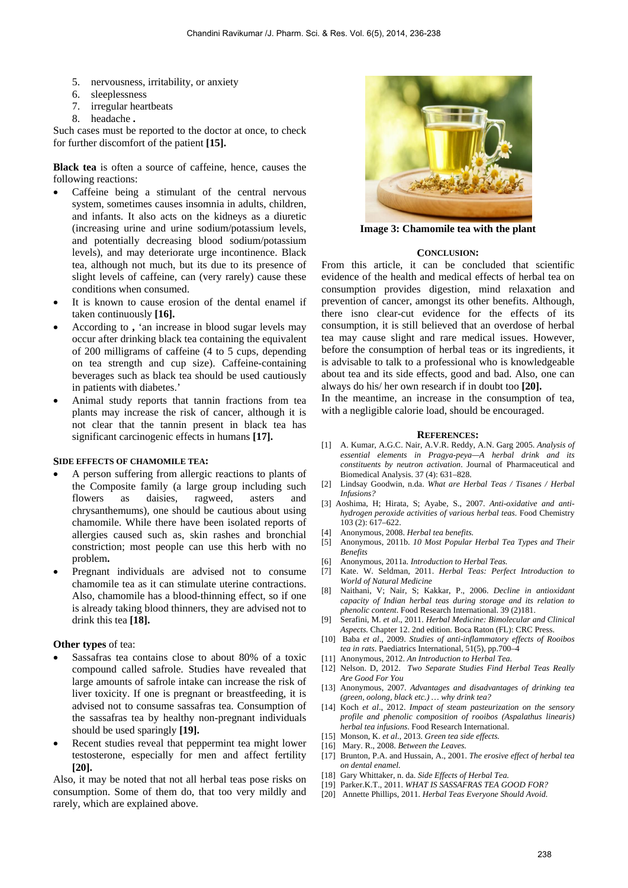5. nervousness, irritability, or anxiety
6. sleeplessness
7. irregular heartbeats
8. headache **.**

Such cases must be reported to the doctor at once, to check for further discomfort of the patient **[15].**

**Black tea** is often a source of caffeine, hence, causes the following reactions:

- Caffeine being a stimulant of the central nervous system, sometimes causes insomnia in adults, children, and infants. It also acts on the kidneys as a diuretic (increasing urine and urine sodium/potassium levels, and potentially decreasing blood sodium/potassium levels), and may deteriorate urge incontinence. Black tea, although not much, but its due to its presence of slight levels of caffeine, can (very rarely) cause these conditions when consumed.
- It is known to cause erosion of the dental enamel if taken continuously **[16].**
- According to **,** 'an increase in blood sugar levels may occur after drinking black tea containing the equivalent of 200 milligrams of caffeine (4 to 5 cups, depending on tea strength and cup size). Caffeine-containing beverages such as black tea should be used cautiously in patients with diabetes.'
- Animal study reports that tannin fractions from tea plants may increase the risk of cancer, although it is not clear that the tannin present in black tea has significant carcinogenic effects in humans **[17].**

### SIDE EFFECTS OF CHAMOMILE TEA:

- A person suffering from allergic reactions to plants of the Composite family (a large group including such flowers as daisies, ragweed, asters and chrysanthemums), one should be cautious about using chamomile. While there have been isolated reports of allergies caused such as, skin rashes and bronchial constriction; most people can use this herb with no problem**.**
- Pregnant individuals are advised not to consume chamomile tea as it can stimulate uterine contractions. Also, chamomile has a blood-thinning effect, so if one is already taking blood thinners, they are advised not to drink this tea **[18].**

**Other types** of tea:

- Sassafras tea contains close to about 80% of a toxic compound called safrole. Studies have revealed that large amounts of safrole intake can increase the risk of liver toxicity. If one is pregnant or breastfeeding, it is advised not to consume sassafras tea. Consumption of the sassafras tea by healthy non-pregnant individuals should be used sparingly **[19].**
- Recent studies reveal that peppermint tea might lower testosterone, especially for men and affect fertility **[20].**

Also, it may be noted that not all herbal teas pose risks on consumption. Some of them do, that too very mildly and rarely, which are explained above.

**Image 3: Chamomile tea with the plant**

### CONCLUSION:

From this article, it can be concluded that scientific evidence of the health and medical effects of herbal tea on consumption provides digestion, mind relaxation and prevention of cancer, amongst its other benefits. Although, there isno clear-cut evidence for the effects of its consumption, it is still believed that an overdose of herbal tea may cause slight and rare medical issues. However, before the consumption of herbal teas or its ingredients, it is advisable to talk to a professional who is knowledgeable about tea and its side effects, good and bad. Also, one can always do his/ her own research if in doubt too **[20].**

In the meantime, an increase in the consumption of tea, with a negligible calorie load, should be encouraged.

### REFERENCES:

[1] A. Kumar, A.G.C. Nair, A.V.R. Reddy, A.N. Garg 2005. *Analysis of essential elements in Pragya-peya—A herbal drink and its constituents by neutron activation*. Journal of Pharmaceutical and Biomedical Analysis. 37 (4): 631–828.

[2] Lindsay Goodwin, n.da. *What are Herbal Teas / Tisanes / Herbal Infusions?*

[3] Aoshima, H; Hirata, S; Ayabe, S., 2007. *Anti-oxidative and anti-hydrogen peroxide activities of various herbal teas.* Food Chemistry 103 (2): 617–622.

[4] Anonymous, 2008. *Herbal tea benefits.*

[5] Anonymous, 2011b. *10 Most Popular Herbal Tea Types and Their Benefits*

[6] Anonymous, 2011a. *Introduction to Herbal Teas.*

[7] Kate. W. Seldman, 2011. *Herbal Teas: Perfect Introduction to World of Natural Medicine*

[8] Naithani, V; Nair, S; Kakkar, P., 2006. *Decline in antioxidant capacity of Indian herbal teas during storage and its relation to phenolic content*. Food Research International. 39 (2)181.

[9] Serafini, M. *et al*., 2011. *Herbal Medicine: Bimolecular and Clinical Aspects.* Chapter 12. 2nd edition. Boca Raton (FL): CRC Press.

[10] Baba *et al*., 2009. *Studies of anti-inflammatory effects of Rooibos tea in rats*. Paediatrics International, 51(5), pp.700–4

[11] Anonymous, 2012. *An Introduction to Herbal Tea.*

[12] Nelson. D, 2012. *Two Separate Studies Find Herbal Teas Really Are Good For You*

[13] Anonymous, 2007. *Advantages and disadvantages of drinking tea (green, oolong, black etc.) … why drink tea?*

[14] Koch *et al*., 2012. *Impact of steam pasteurization on the sensory profile and phenolic composition of rooibos (Aspalathus linearis) herbal tea infusions*. Food Research International.

[15] Monson, K. *et al*., 2013. *Green tea side effects.*

[16] Mary. R., 2008. *Between the Leaves.*

[17] Brunton, P.A. and Hussain, A., 2001. *The erosive effect of herbal tea on dental enamel.*

[18] Gary Whittaker, n. da. *Side Effects of Herbal Tea.*

[19] Parker.K.T., 2011. *WHAT IS SASSAFRAS TEA GOOD FOR?*

[20] Annette Phillips, 2011. *Herbal Teas Everyone Should Avoid.*